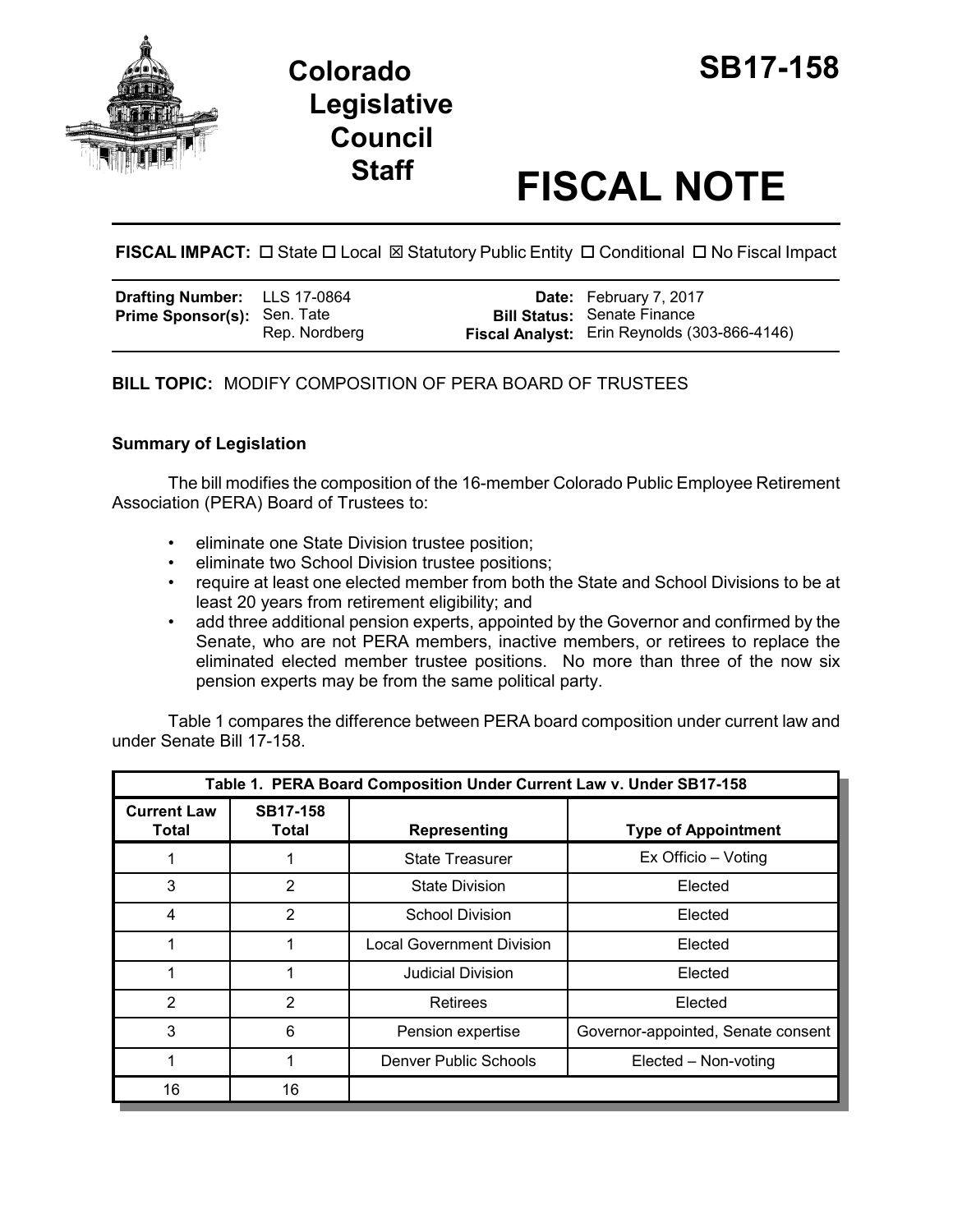# Colorado Legislative Council Staff

# SB17-158

# FISCAL NOTE

**FISCAL IMPACT:** ☐ State ☐ Local ☒ Statutory Public Entity ☐ Conditional ☐ No Fiscal Impact

| | | | |
|---|---|---|---|
| **Drafting Number:** | LLS 17-0864 | **Date:** | February 7, 2017 |
| **Prime Sponsor(s):** | Sen. Tate<br>Rep. Nordberg | **Bill Status:** | Senate Finance |
| | | **Fiscal Analyst:** | Erin Reynolds (303-866-4146) |

**BILL TOPIC:** MODIFY COMPOSITION OF PERA BOARD OF TRUSTEES

## Summary of Legislation

The bill modifies the composition of the 16-member Colorado Public Employee Retirement Association (PERA) Board of Trustees to:

- eliminate one State Division trustee position;
- eliminate two School Division trustee positions;
- require at least one elected member from both the State and School Divisions to be at least 20 years from retirement eligibility; and
- add three additional pension experts, appointed by the Governor and confirmed by the Senate, who are not PERA members, inactive members, or retirees to replace the eliminated elected member trustee positions. No more than three of the now six pension experts may be from the same political party.

Table 1 compares the difference between PERA board composition under current law and under Senate Bill 17-158.

| Table 1. PERA Board Composition Under Current Law v. Under SB17-158 | | | |
|---|---|---|---|
| **Current Law Total** | **SB17-158 Total** | **Representing** | **Type of Appointment** |
| 1 | 1 | State Treasurer | Ex Officio – Voting |
| 3 | 2 | State Division | Elected |
| 4 | 2 | School Division | Elected |
| 1 | 1 | Local Government Division | Elected |
| 1 | 1 | Judicial Division | Elected |
| 2 | 2 | Retirees | Elected |
| 3 | 6 | Pension expertise | Governor-appointed, Senate consent |
| 1 | 1 | Denver Public Schools | Elected – Non-voting |
| 16 | 16 | | |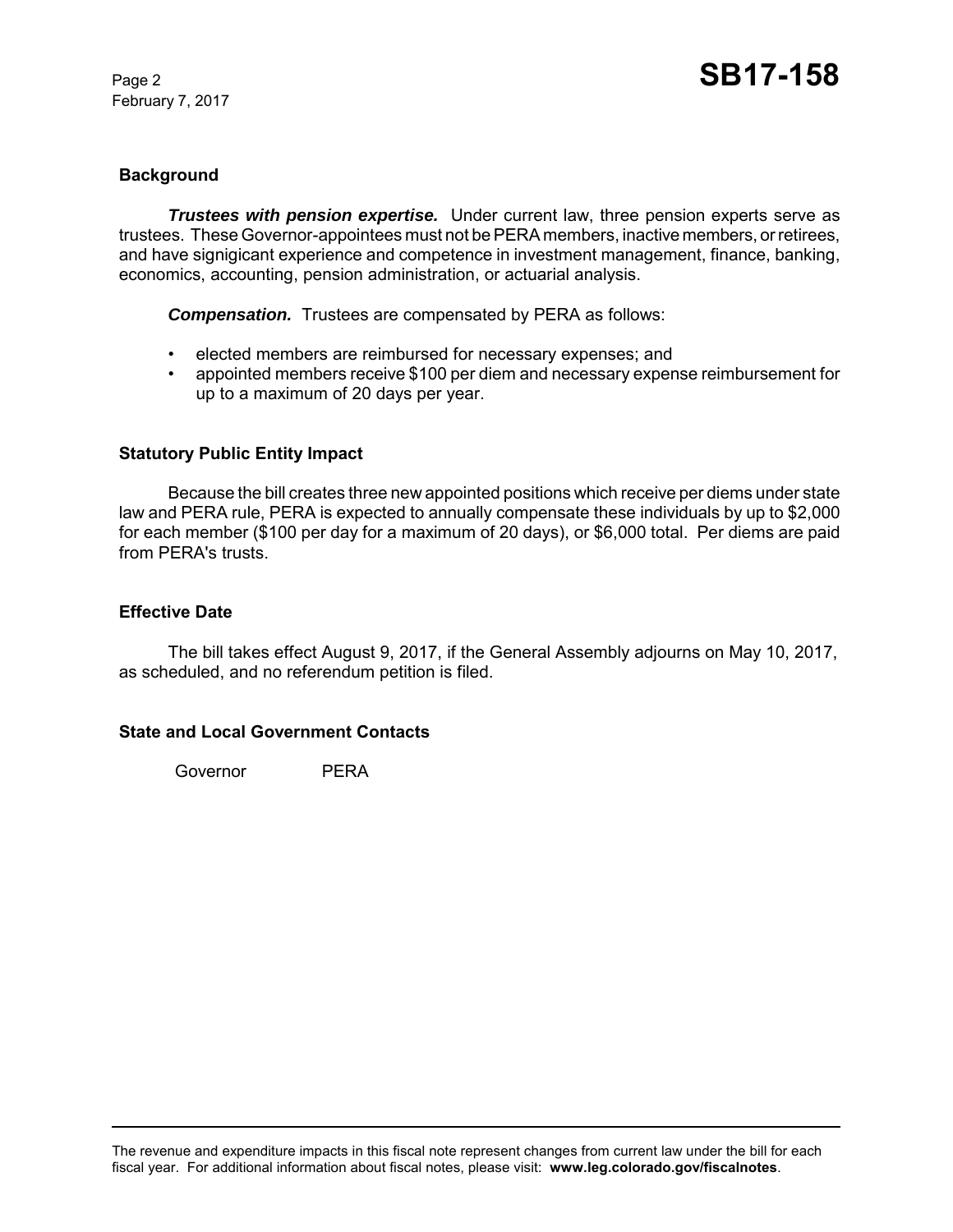## Background

***Trustees with pension expertise.*** Under current law, three pension experts serve as trustees. These Governor-appointees must not be PERA members, inactive members, or retirees, and have signigicant experience and competence in investment management, finance, banking, economics, accounting, pension administration, or actuarial analysis.

***Compensation.*** Trustees are compensated by PERA as follows:

- elected members are reimbursed for necessary expenses; and
- appointed members receive $100 per diem and necessary expense reimbursement for up to a maximum of 20 days per year.

## Statutory Public Entity Impact

Because the bill creates three new appointed positions which receive per diems under state law and PERA rule, PERA is expected to annually compensate these individuals by up to $2,000 for each member ($100 per day for a maximum of 20 days), or $6,000 total. Per diems are paid from PERA's trusts.

## Effective Date

The bill takes effect August 9, 2017, if the General Assembly adjourns on May 10, 2017, as scheduled, and no referendum petition is filed.

## State and Local Government Contacts

| | |
|---|---|
| Governor | PERA |

The revenue and expenditure impacts in this fiscal note represent changes from current law under the bill for each fiscal year. For additional information about fiscal notes, please visit: **www.leg.colorado.gov/fiscalnotes**.